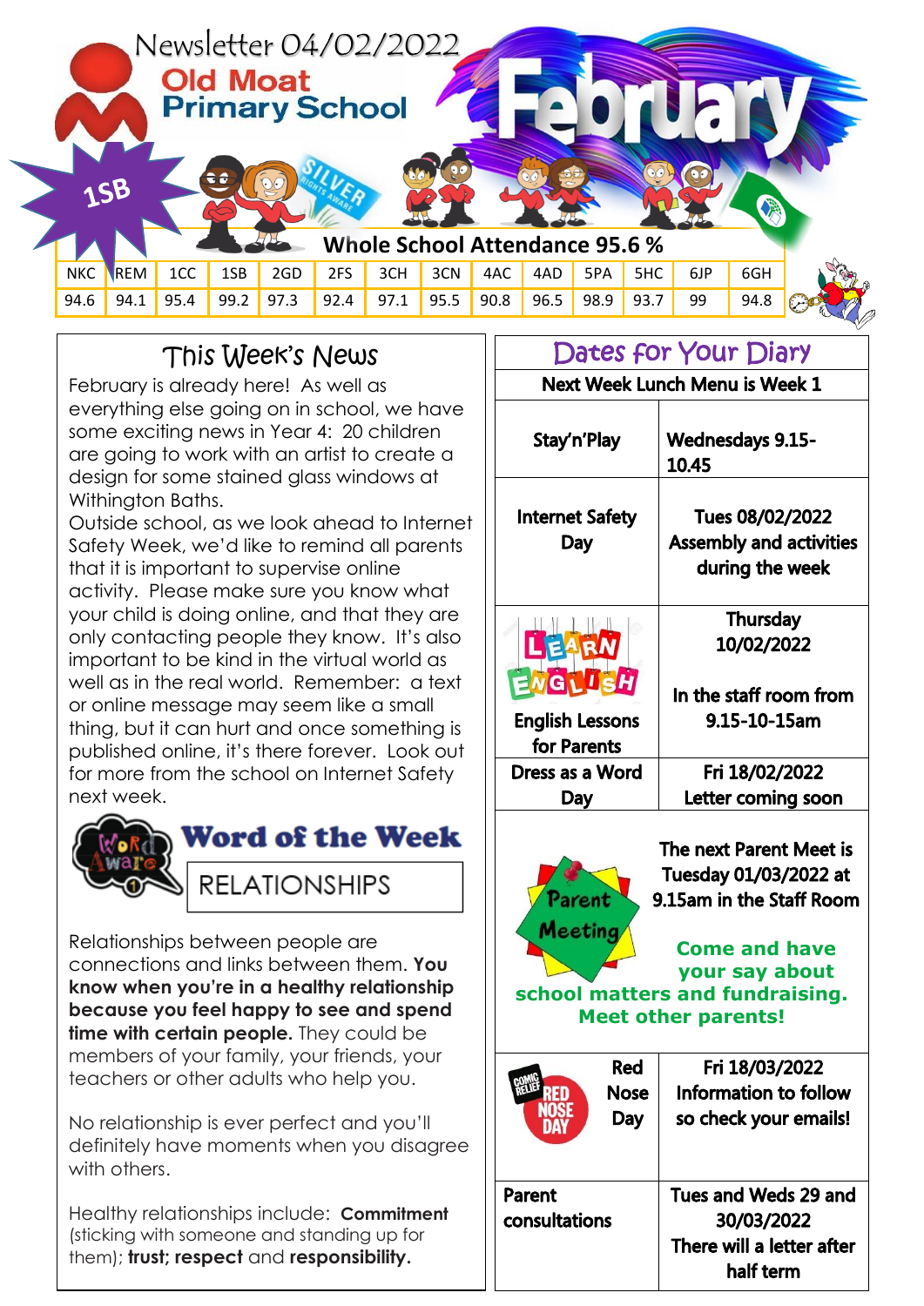# Newsletter 04/02/2022

## Old Moat Primary School

# February

1SB

SILVER RIGHTS AWARE

**Whole School Attendance 95.6 %**

| NKC | REM | 1CC | 1SB | 2GD | 2FS | 3CH | 3CN | 4AC | 4AD | 5PA | 5HC | 6JP | 6GH |
|---|---|---|---|---|---|---|---|---|---|---|---|---|---|
| 94.6 | 94.1 | 95.4 | 99.2 | 97.3 | 92.4 | 97.1 | 95.5 | 90.8 | 96.5 | 98.9 | 93.7 | 99 | 94.8 |

## This Week's News

February is already here! As well as everything else going on in school, we have some exciting news in Year 4: 20 children are going to work with an artist to create a design for some stained glass windows at Withington Baths.

Outside school, as we look ahead to Internet Safety Week, we'd like to remind all parents that it is important to supervise online activity. Please make sure you know what your child is doing online, and that they are only contacting people they know. It's also important to be kind in the virtual world as well as in the real world. Remember: a text or online message may seem like a small thing, but it can hurt and once something is published online, it's there forever. Look out for more from the school on Internet Safety next week.

## Word of the Week

Word Aware

**RELATIONSHIPS**

Relationships between people are connections and links between them. **You know when you're in a healthy relationship because you feel happy to see and spend time with certain people.** They could be members of your family, your friends, your teachers or other adults who help you.

No relationship is ever perfect and you'll definitely have moments when you disagree with others.

Healthy relationships include: **Commitment** (sticking with someone and standing up for them); **trust; respect** and **responsibility.**

## Dates for Your Diary

**Next Week Lunch Menu is Week 1**

| | |
|---|---|
| Stay'n'Play | Wednesdays 9.15-10.45 |
| Internet Safety Day | Tues 08/02/2022 Assembly and activities during the week |
| LEARN ENGLISH – English Lessons for Parents | Thursday 10/02/2022 In the staff room from 9.15-10-15am |
| Dress as a Word Day | Fri 18/02/2022 Letter coming soon |

**Parent Meeting**

The next Parent Meet is Tuesday 01/03/2022 at 9.15am in the Staff Room

**Come and have your say about school matters and fundraising. Meet other parents!**

| | |
|---|---|
| Comic Relief Red Nose Day – Red Nose Day | Fri 18/03/2022 Information to follow so check your emails! |
| Parent consultations | Tues and Weds 29 and 30/03/2022 There will a letter after half term |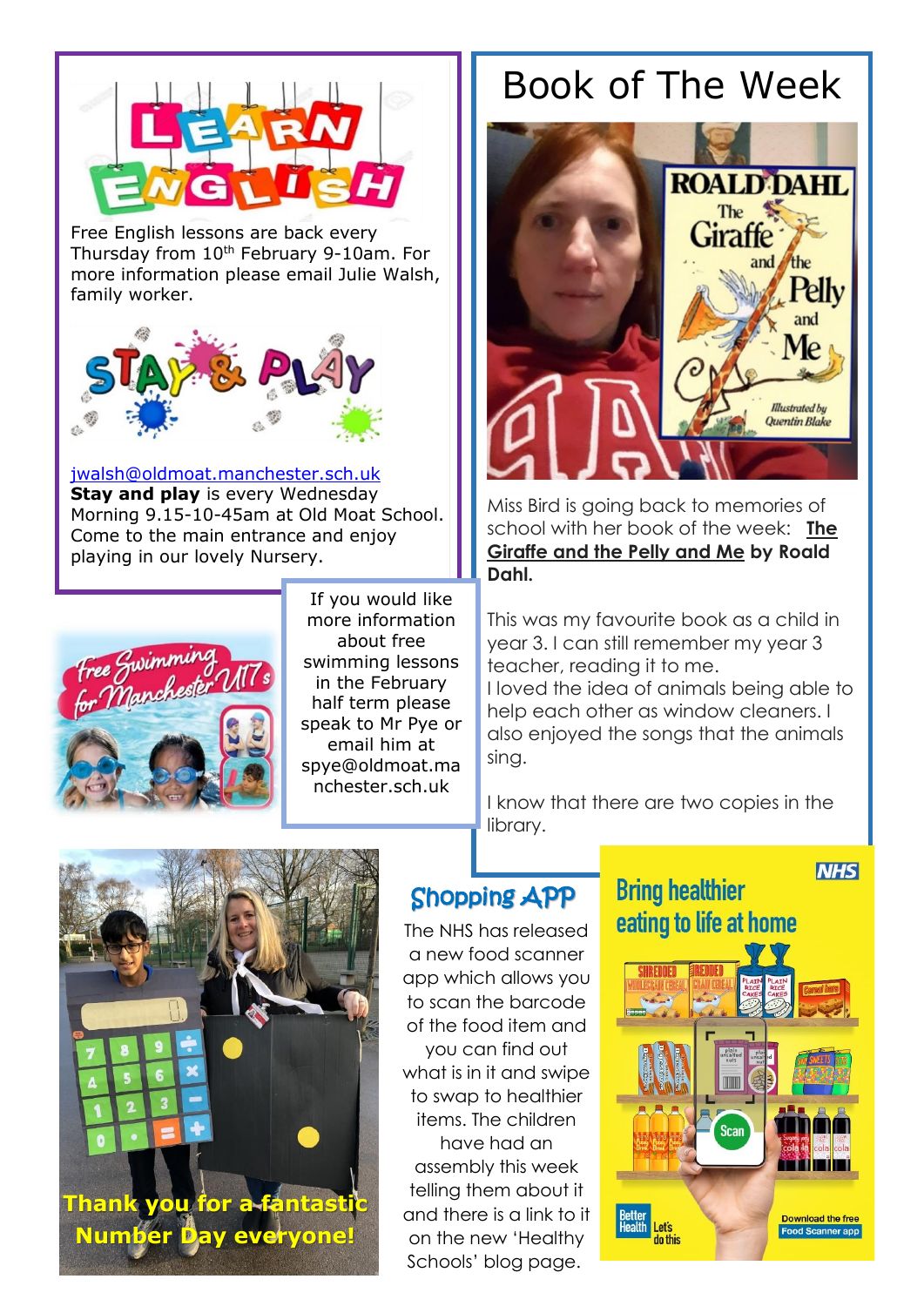## LEARN ENGLISH

Free English lessons are back every Thursday from 10th February 9-10am. For more information please email Julie Walsh, family worker.

## STAY & PLAY

jwalsh@oldmoat.manchester.sch.uk

**Stay and play** is every Wednesday Morning 9.15-10-45am at Old Moat School. Come to the main entrance and enjoy playing in our lovely Nursery.

## Free Swimming for Manchester U17's

If you would like more information about free swimming lessons in the February half term please speak to Mr Pye or email him at spye@oldmoat.manchester.sch.uk

# Book of The Week

Miss Bird is going back to memories of school with her book of the week: **The Giraffe and the Pelly and Me by Roald Dahl.**

This was my favourite book as a child in year 3. I can still remember my year 3 teacher, reading it to me.

I loved the idea of animals being able to help each other as window cleaners. I also enjoyed the songs that the animals sing.

I know that there are two copies in the library.

**Thank you for a fantastic Number Day everyone!**

## Shopping APP

The NHS has released a new food scanner app which allows you to scan the barcode of the food item and you can find out what is in it and swipe to swap to healthier items. The children have had an assembly this week telling them about it and there is a link to it on the new 'Healthy Schools' blog page.

NHS

Bring healthier eating to life at home

Scan

Better Health Let's do this

Download the free Food Scanner app